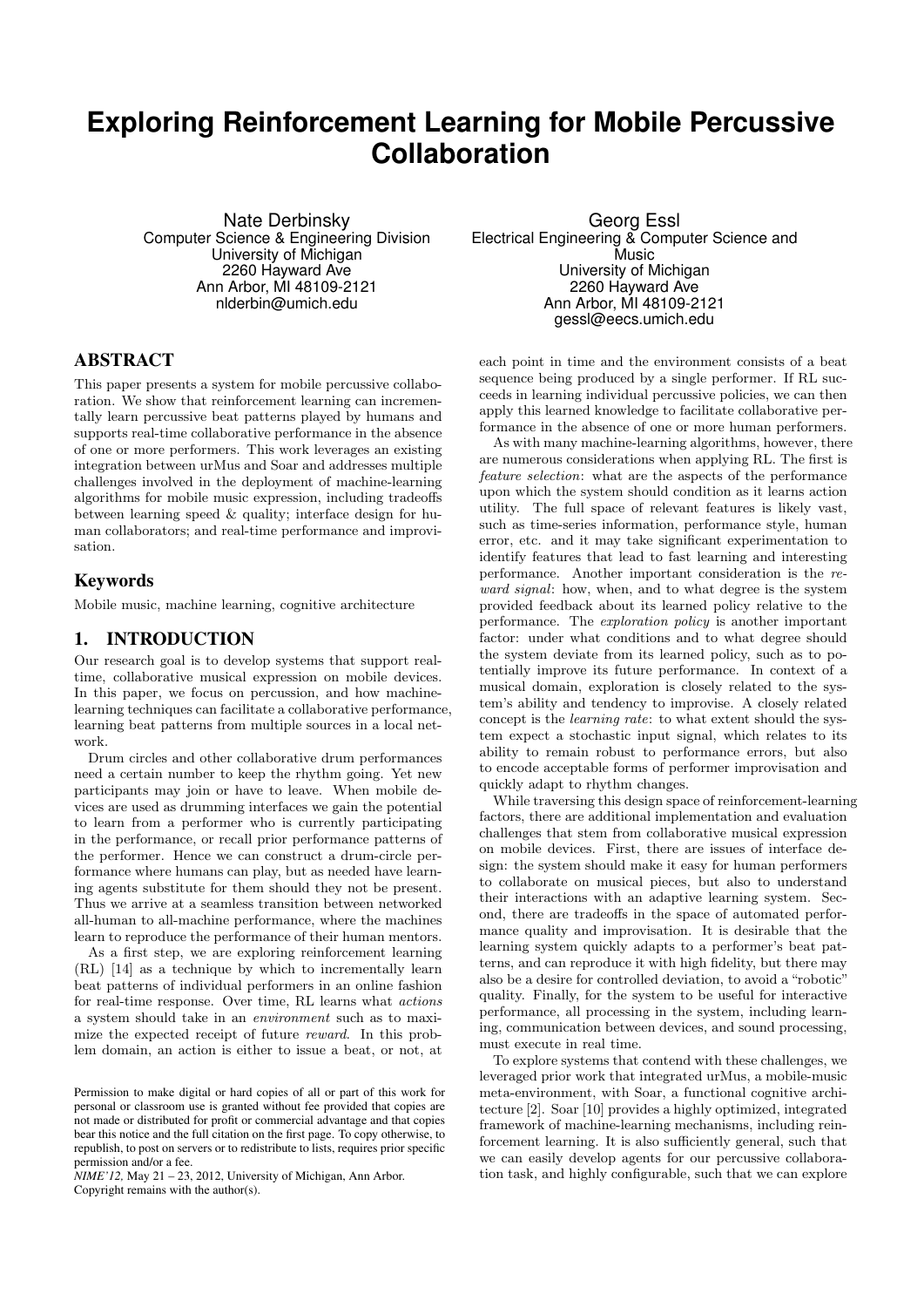# Exploring Reinforcement Learning for Mobile Percussive Collaboration

Nate Derbinsky
Computer Science & Engineering Division
University of Michigan
2260 Hayward Ave
Ann Arbor, MI 48109-2121
nlderbin@umich.edu

Georg Essl
Electrical Engineering & Computer Science and Music
University of Michigan
2260 Hayward Ave
Ann Arbor, MI 48109-2121
gessl@eecs.umich.edu

## ABSTRACT

This paper presents a system for mobile percussive collaboration. We show that reinforcement learning can incrementally learn percussive beat patterns played by humans and supports real-time collaborative performance in the absence of one or more performers. This work leverages an existing integration between urMus and Soar and addresses multiple challenges involved in the deployment of machine-learning algorithms for mobile music expression, including tradeoffs between learning speed & quality; interface design for human collaborators; and real-time performance and improvisation.

## Keywords

Mobile music, machine learning, cognitive architecture

## 1. INTRODUCTION

Our research goal is to develop systems that support real-time, collaborative musical expression on mobile devices. In this paper, we focus on percussion, and how machine-learning techniques can facilitate a collaborative performance, learning beat patterns from multiple sources in a local network.

Drum circles and other collaborative drum performances need a certain number to keep the rhythm going. Yet new participants may join or have to leave. When mobile devices are used as drumming interfaces we gain the potential to learn from a performer who is currently participating in the performance, or recall prior performance patterns of the performer. Hence we can construct a drum-circle performance where humans can play, but as needed have learning agents substitute for them should they not be present. Thus we arrive at a seamless transition between networked all-human to all-machine performance, where the machines learn to reproduce the performance of their human mentors.

As a first step, we are exploring reinforcement learning (RL) [14] as a technique by which to incrementally learn beat patterns of individual performers in an online fashion for real-time response. Over time, RL learns what *actions* a system should take in an *environment* such as to maximize the expected receipt of future *reward*. In this problem domain, an action is either to issue a beat, or not, at each point in time and the environment consists of a beat sequence being produced by a single performer. If RL succeeds in learning individual percussive policies, we can then apply this learned knowledge to facilitate collaborative performance in the absence of one or more human performers.

As with many machine-learning algorithms, however, there are numerous considerations when applying RL. The first is *feature selection*: what are the aspects of the performance upon which the system should condition as it learns action utility. The full space of relevant features is likely vast, such as time-series information, performance style, human error, etc. and it may take significant experimentation to identify features that lead to fast learning and interesting performance. Another important consideration is the *reward signal*: how, when, and to what degree is the system provided feedback about its learned policy relative to the performance. The *exploration policy* is another important factor: under what conditions and to what degree should the system deviate from its learned policy, such as to potentially improve its future performance. In context of a musical domain, exploration is closely related to the system's ability and tendency to improvise. A closely related concept is the *learning rate*: to what extent should the system expect a stochastic input signal, which relates to its ability to remain robust to performance errors, but also to encode acceptable forms of performer improvisation and quickly adapt to rhythm changes.

While traversing this design space of reinforcement-learning factors, there are additional implementation and evaluation challenges that stem from collaborative musical expression on mobile devices. First, there are issues of interface design: the system should make it easy for human performers to collaborate on musical pieces, but also to understand their interactions with an adaptive learning system. Second, there are tradeoffs in the space of automated performance quality and improvisation. It is desirable that the learning system quickly adapts to a performer's beat patterns, and can reproduce it with high fidelity, but there may also be a desire for controlled deviation, to avoid a "robotic" quality. Finally, for the system to be useful for interactive performance, all processing in the system, including learning, communication between devices, and sound processing, must execute in real time.

To explore systems that contend with these challenges, we leveraged prior work that integrated urMus, a mobile-music meta-environment, with Soar, a functional cognitive architecture [2]. Soar [10] provides a highly optimized, integrated framework of machine-learning mechanisms, including reinforcement learning. It is also sufficiently general, such that we can easily develop agents for our percussive collaboration task, and highly configurable, such that we can explore

Permission to make digital or hard copies of all or part of this work for personal or classroom use is granted without fee provided that copies are not made or distributed for profit or commercial advantage and that copies bear this notice and the full citation on the first page. To copy otherwise, to republish, to post on servers or to redistribute to lists, requires prior specific permission and/or a fee.
*NIME'12*, May 21 – 23, 2012, University of Michigan, Ann Arbor.
Copyright remains with the author(s).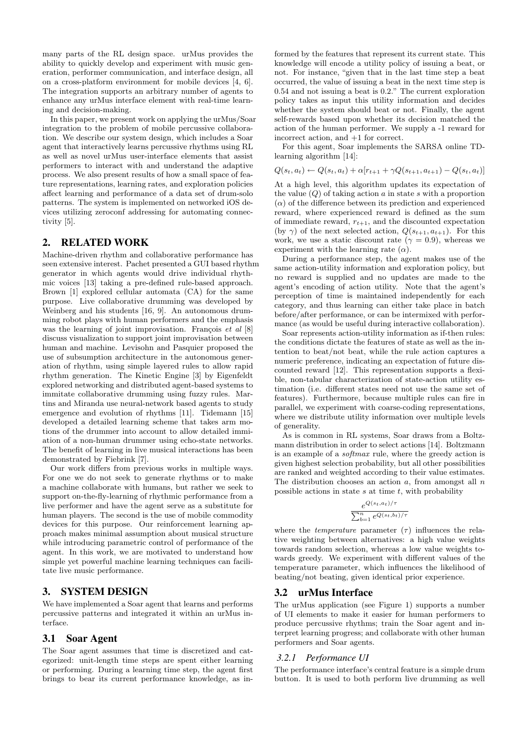many parts of the RL design space. urMus provides the ability to quickly develop and experiment with music generation, performer communication, and interface design, all on a cross-platform environment for mobile devices [4, 6]. The integration supports an arbitrary number of agents to enhance any urMus interface element with real-time learning and decision-making.

In this paper, we present work on applying the urMus/Soar integration to the problem of mobile percussive collaboration. We describe our system design, which includes a Soar agent that interactively learns percussive rhythms using RL as well as novel urMus user-interface elements that assist performers to interact with and understand the adaptive process. We also present results of how a small space of feature representations, learning rates, and exploration policies affect learning and performance of a data set of drum-solo patterns. The system is implemented on networked iOS devices utilizing zeroconf addressing for automating connectivity [5].

## 2. RELATED WORK

Machine-driven rhythm and collaborative performance has seen extensive interest. Pachet presented a GUI based rhythm generator in which agents would drive individual rhythmic voices [13] taking a pre-defined rule-based approach. Brown [1] explored cellular automata (CA) for the same purpose. Live collaborative drumming was developed by Weinberg and his students [16, 9]. An autonomous drumming robot plays with human performers and the emphasis was the learning of joint improvisation. François *et al* [8] discuss visualization to support joint improvisation between human and machine. Levisohn and Pasquier proposed the use of subsumption architecture in the autonomous generation of rhythm, using simple layered rules to allow rapid rhythm generation. The Kinetic Engine [3] by Eigenfeldt explored networking and distributed agent-based systems to immitate collaborative drumming using fuzzy rules. Martins and Miranda use neural-network based agents to study emergence and evolution of rhythms [11]. Tidemann [15] developed a detailed learning scheme that takes arm motions of the drummer into account to allow detailed immiation of a non-human drummer using echo-state networks. The benefit of learning in live musical interactions has been demonstrated by Fiebrink [7].

Our work differs from previous works in multiple ways. For one we do not seek to generate rhythms or to make a machine collaborate with humans, but rather we seek to support on-the-fly-learning of rhythmic performance from a live performer and have the agent serve as a substitute for human players. The second is the use of mobile commodity devices for this purpose. Our reinforcement learning approach makes minimal assumption about musical structure while introducing parametric control of performance of the agent. In this work, we are motivated to understand how simple yet powerful machine learning techniques can facilitate live music performance.

## 3. SYSTEM DESIGN

We have implemented a Soar agent that learns and performs percussive patterns and integrated it within an urMus interface.

### 3.1 Soar Agent

The Soar agent assumes that time is discretized and categorized: unit-length time steps are spent either learning or performing. During a learning time step, the agent first brings to bear its current performance knowledge, as informed by the features that represent its current state. This knowledge will encode a utility policy of issuing a beat, or not. For instance, "given that in the last time step a beat occurred, the value of issuing a beat in the next time step is 0.54 and not issuing a beat is 0.2." The current exploration policy takes as input this utility information and decides whether the system should beat or not. Finally, the agent self-rewards based upon whether its decision matched the action of the human performer. We supply a -1 reward for incorrect action, and +1 for correct.

For this agent, Soar implements the SARSA online TD-learning algorithm [14]:

$$Q(s_t, a_t) \leftarrow Q(s_t, a_t) + \alpha[r_{t+1} + \gamma Q(s_{t+1}, a_{t+1}) - Q(s_t, a_t)]$$

At a high level, this algorithm updates its expectation of the value ($Q$) of taking action $a$ in state $s$ with a proportion ($\alpha$) of the difference between its prediction and experienced reward, where experienced reward is defined as the sum of immediate reward, $r_{t+1}$, and the discounted expectation (by $\gamma$) of the next selected action, $Q(s_{t+1}, a_{t+1})$. For this work, we use a static discount rate ($\gamma = 0.9$), whereas we experiment with the learning rate ($\alpha$).

During a performance step, the agent makes use of the same action-utility information and exploration policy, but no reward is supplied and no updates are made to the agent's encoding of action utility. Note that the agent's perception of time is maintained independently for each category, and thus learning can either take place in batch before/after performance, or can be intermixed with performance (as would be useful during interactive collaboration).

Soar represents action-utility information as if-then rules: the conditions dictate the features of state as well as the intention to beat/not beat, while the rule action captures a numeric preference, indicating an expectation of future discounted reward [12]. This representation supports a flexible, non-tabular characterization of state-action utility estimation (i.e. different states need not use the same set of features). Furthermore, because multiple rules can fire in parallel, we experiment with coarse-coding representations, where we distribute utility information over multiple levels of generality.

As is common in RL systems, Soar draws from a Boltzmann distribution in order to select actions [14]. Boltzmann is an example of a *softmax* rule, where the greedy action is given highest selection probability, but all other possibilities are ranked and weighted according to their value estimates. The distribution chooses an action $a$, from amongst all $n$ possible actions in state $s$ at time $t$, with probability

$$\frac{e^{Q(s_t,a_t)/\tau}}{\sum_{b=1}^{n} e^{Q(s_t,b_t)/\tau}}$$

where the *temperature* parameter ($\tau$) influences the relative weighting between alternatives: a high value weights towards random selection, whereas a low value weights towards greedy. We experiment with different values of the temperature parameter, which influences the likelihood of beating/not beating, given identical prior experience.

### 3.2 urMus Interface

The urMus application (see Figure 1) supports a number of UI elements to make it easier for human performers to produce percussive rhythms; train the Soar agent and interpret learning progress; and collaborate with other human performers and Soar agents.

#### 3.2.1 Performance UI

The performance interface's central feature is a simple drum button. It is used to both perform live drumming as well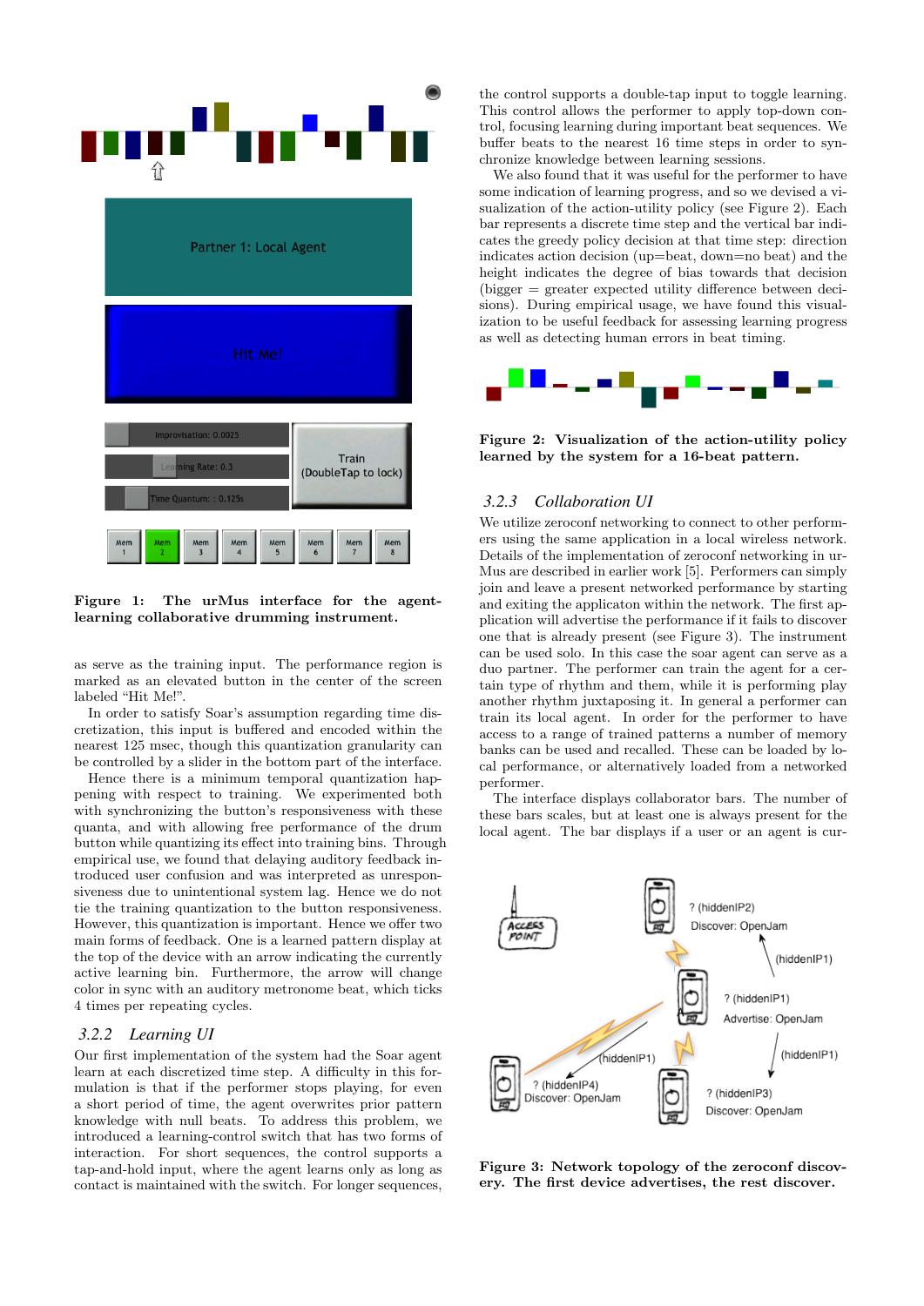Figure 1: The urMus interface for the agent-learning collaborative drumming instrument.

as serve as the training input. The performance region is marked as an elevated button in the center of the screen labeled "Hit Me!".

In order to satisfy Soar's assumption regarding time discretization, this input is buffered and encoded within the nearest 125 msec, though this quantization granularity can be controlled by a slider in the bottom part of the interface.

Hence there is a minimum temporal quantization happening with respect to training. We experimented both with synchronizing the button's responsiveness with these quanta, and with allowing free performance of the drum button while quantizing its effect into training bins. Through empirical use, we found that delaying auditory feedback introduced user confusion and was interpreted as unresponsiveness due to unintentional system lag. Hence we do not tie the training quantization to the button responsiveness. However, this quantization is important. Hence we offer two main forms of feedback. One is a learned pattern display at the top of the device with an arrow indicating the currently active learning bin. Furthermore, the arrow will change color in sync with an auditory metronome beat, which ticks 4 times per repeating cycles.

### 3.2.2 Learning UI

Our first implementation of the system had the Soar agent learn at each discretized time step. A difficulty in this formulation is that if the performer stops playing, for even a short period of time, the agent overwrites prior pattern knowledge with null beats. To address this problem, we introduced a learning-control switch that has two forms of interaction. For short sequences, the control supports a tap-and-hold input, where the agent learns only as long as contact is maintained with the switch. For longer sequences, the control supports a double-tap input to toggle learning. This control allows the performer to apply top-down control, focusing learning during important beat sequences. We buffer beats to the nearest 16 time steps in order to synchronize knowledge between learning sessions.

We also found that it was useful for the performer to have some indication of learning progress, and so we devised a visualization of the action-utility policy (see Figure 2). Each bar represents a discrete time step and the vertical bar indicates the greedy policy decision at that time step: direction indicates action decision (up=beat, down=no beat) and the height indicates the degree of bias towards that decision (bigger = greater expected utility difference between decisions). During empirical usage, we have found this visualization to be useful feedback for assessing learning progress as well as detecting human errors in beat timing.

Figure 2: Visualization of the action-utility policy learned by the system for a 16-beat pattern.

### 3.2.3 Collaboration UI

We utilize zeroconf networking to connect to other performers using the same application in a local wireless network. Details of the implementation of zeroconf networking in urMus are described in earlier work [5]. Performers can simply join and leave a present networked performance by starting and exiting the applicaton within the network. The first application will advertise the performance if it fails to discover one that is already present (see Figure 3). The instrument can be used solo. In this case the soar agent can serve as a duo partner. The performer can train the agent for a certain type of rhythm and them, while it is performing play another rhythm juxtaposing it. In general a performer can train its local agent. In order for the performer to have access to a range of trained patterns a number of memory banks can be used and recalled. These can be loaded by local performance, or alternatively loaded from a networked performer.

The interface displays collaborator bars. The number of these bars scales, but at least one is always present for the local agent. The bar displays if a user or an agent is cur-

Figure 3: Network topology of the zeroconf discovery. The first device advertises, the rest discover.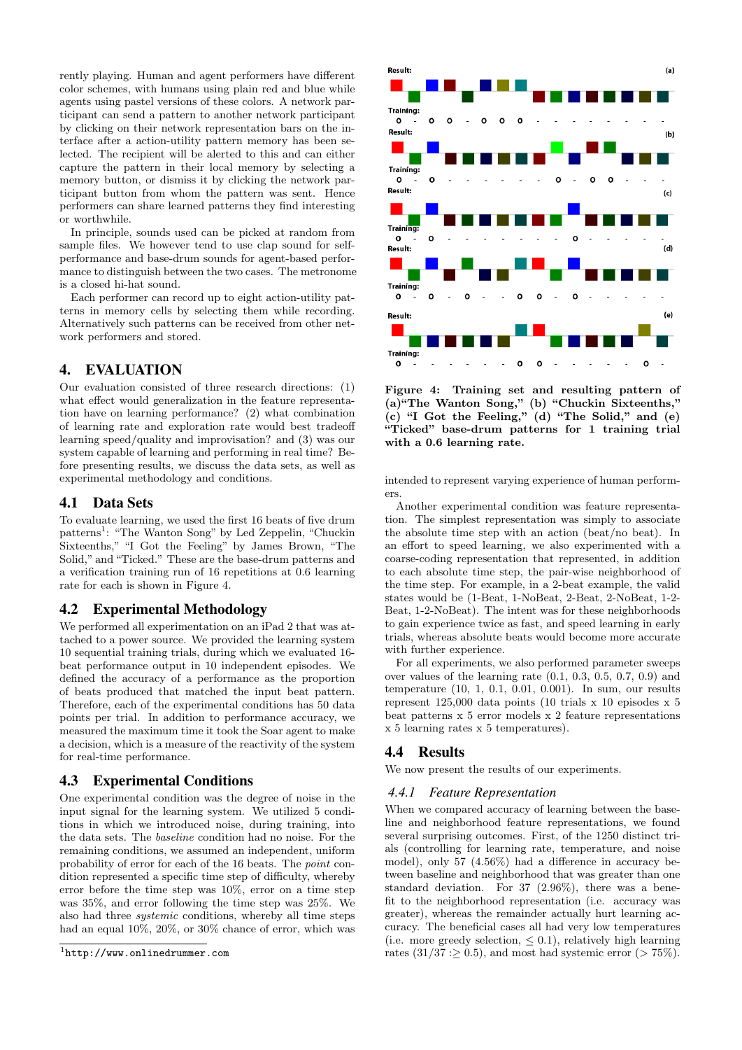rently playing. Human and agent performers have different color schemes, with humans using plain red and blue while agents using pastel versions of these colors. A network participant can send a pattern to another network participant by clicking on their network representation bars on the interface after a action-utility pattern memory has been selected. The recipient will be alerted to this and can either capture the pattern in their local memory by selecting a memory button, or dismiss it by clicking the network participant button from whom the pattern was sent. Hence performers can share learned patterns they find interesting or worthwhile.

In principle, sounds used can be picked at random from sample files. We however tend to use clap sound for self-performance and base-drum sounds for agent-based performance to distinguish between the two cases. The metronome is a closed hi-hat sound.

Each performer can record up to eight action-utility patterns in memory cells by selecting them while recording. Alternatively such patterns can be received from other network performers and stored.

## 4. EVALUATION

Our evaluation consisted of three research directions: (1) what effect would generalization in the feature representation have on learning performance? (2) what combination of learning rate and exploration rate would best tradeoff learning speed/quality and improvisation? and (3) was our system capable of learning and performing in real time? Before presenting results, we discuss the data sets, as well as experimental methodology and conditions.

### 4.1 Data Sets

To evaluate learning, we used the first 16 beats of five drum patterns[1]: "The Wanton Song" by Led Zeppelin, "Chuckin Sixteenths," "I Got the Feeling" by James Brown, "The Solid," and "Ticked." These are the base-drum patterns and a verification training run of 16 repetitions at 0.6 learning rate for each is shown in Figure 4.

### 4.2 Experimental Methodology

We performed all experimentation on an iPad 2 that was attached to a power source. We provided the learning system 10 sequential training trials, during which we evaluated 16-beat performance output in 10 independent episodes. We defined the accuracy of a performance as the proportion of beats produced that matched the input beat pattern. Therefore, each of the experimental conditions has 50 data points per trial. In addition to performance accuracy, we measured the maximum time it took the Soar agent to make a decision, which is a measure of the reactivity of the system for real-time performance.

### 4.3 Experimental Conditions

One experimental condition was the degree of noise in the input signal for the learning system. We utilized 5 conditions in which we introduced noise, during training, into the data sets. The *baseline* condition had no noise. For the remaining conditions, we assumed an independent, uniform probability of error for each of the 16 beats. The *point* condition represented a specific time step of difficulty, whereby error before the time step was 10%, error on a time step was 35%, and error following the time step was 25%. We also had three *systemic* conditions, whereby all time steps had an equal 10%, 20%, or 30% chance of error, which was intended to represent varying experience of human performers.

[1] http://www.onlinedrummer.com

**Figure 4: Training set and resulting pattern of (a)"The Wanton Song," (b) "Chuckin Sixteenths," (c) "I Got the Feeling," (d) "The Solid," and (e) "Ticked" base-drum patterns for 1 training trial with a 0.6 learning rate.**

Another experimental condition was feature representation. The simplest representation was simply to associate the absolute time step with an action (beat/no beat). In an effort to speed learning, we also experimented with a coarse-coding representation that represented, in addition to each absolute time step, the pair-wise neighborhood of the time step. For example, in a 2-beat example, the valid states would be (1-Beat, 1-NoBeat, 2-Beat, 2-NoBeat, 1-2-Beat, 1-2-NoBeat). The intent was for these neighborhoods to gain experience twice as fast, and speed learning in early trials, whereas absolute beats would become more accurate with further experience.

For all experiments, we also performed parameter sweeps over values of the learning rate (0.1, 0.3, 0.5, 0.7, 0.9) and temperature (10, 1, 0.1, 0.01, 0.001). In sum, our results represent 125,000 data points (10 trials x 10 episodes x 5 beat patterns x 5 error models x 2 feature representations x 5 learning rates x 5 temperatures).

### 4.4 Results

We now present the results of our experiments.

#### 4.4.1 *Feature Representation*

When we compared accuracy of learning between the baseline and neighborhood feature representations, we found several surprising outcomes. First, of the 1250 distinct trials (controlling for learning rate, temperature, and noise model), only 57 (4.56%) had a difference in accuracy between baseline and neighborhood that was greater than one standard deviation. For 37 (2.96%), there was a benefit to the neighborhood representation (i.e. accuracy was greater), whereas the remainder actually hurt learning accuracy. The beneficial cases all had very low temperatures (i.e. more greedy selection, $\leq 0.1$), relatively high learning rates ($31/37 : \geq 0.5$), and most had systemic error ($> 75\%$).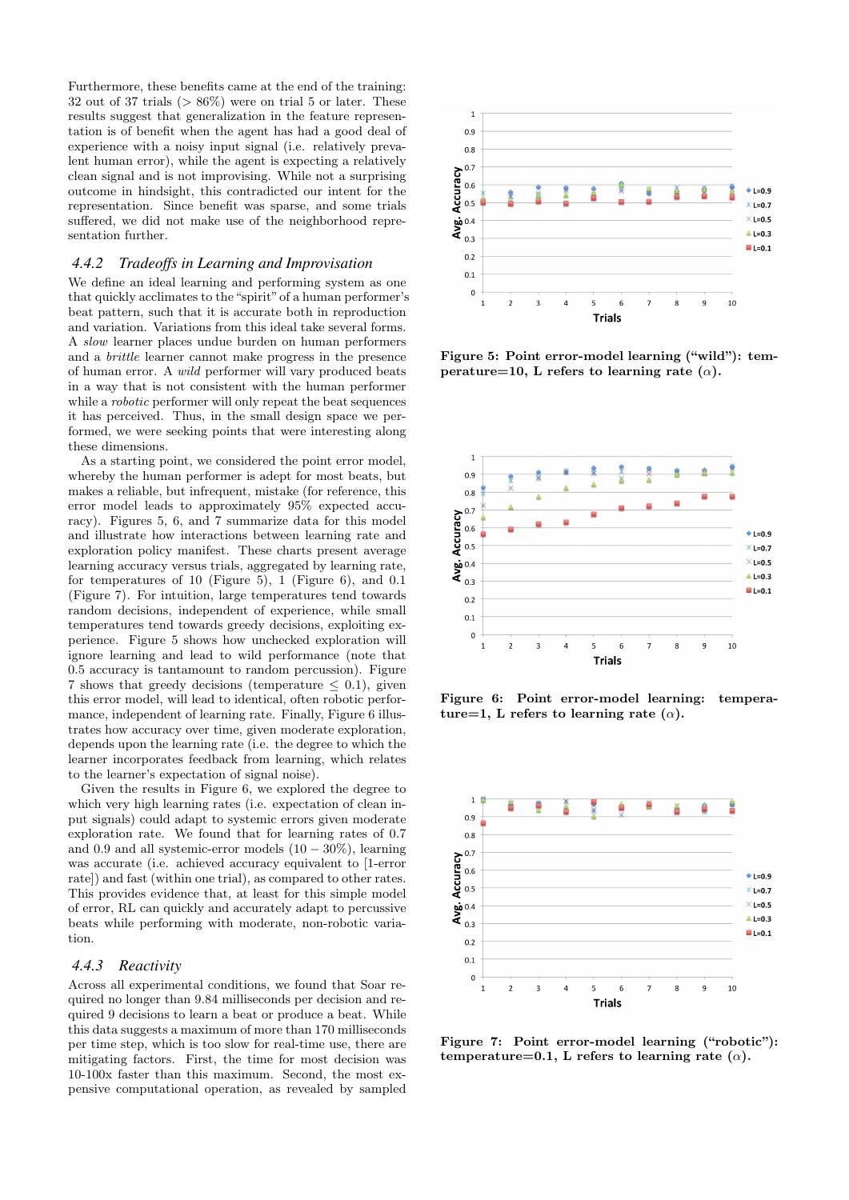Furthermore, these benefits came at the end of the training: 32 out of 37 trials (> 86%) were on trial 5 or later. These results suggest that generalization in the feature representation is of benefit when the agent has had a good deal of experience with a noisy input signal (i.e. relatively prevalent human error), while the agent is expecting a relatively clean signal and is not improvising. While not a surprising outcome in hindsight, this contradicted our intent for the representation. Since benefit was sparse, and some trials suffered, we did not make use of the neighborhood representation further.

### 4.4.2 Tradeoffs in Learning and Improvisation

We define an ideal learning and performing system as one that quickly acclimates to the "spirit" of a human performer's beat pattern, such that it is accurate both in reproduction and variation. Variations from this ideal take several forms. A *slow* learner places undue burden on human performers and a *brittle* learner cannot make progress in the presence of human error. A *wild* performer will vary produced beats in a way that is not consistent with the human performer while a *robotic* performer will only repeat the beat sequences it has perceived. Thus, in the small design space we performed, we were seeking points that were interesting along these dimensions.

As a starting point, we considered the point error model, whereby the human performer is adept for most beats, but makes a reliable, but infrequent, mistake (for reference, this error model leads to approximately 95% expected accuracy). Figures 5, 6, and 7 summarize data for this model and illustrate how interactions between learning rate and exploration policy manifest. These charts present average learning accuracy versus trials, aggregated by learning rate, for temperatures of 10 (Figure 5), 1 (Figure 6), and 0.1 (Figure 7). For intuition, large temperatures tend towards random decisions, independent of experience, while small temperatures tend towards greedy decisions, exploiting experience. Figure 5 shows how unchecked exploration will ignore learning and lead to wild performance (note that 0.5 accuracy is tantamount to random percussion). Figure 7 shows that greedy decisions (temperature ≤ 0.1), given this error model, will lead to identical, often robotic performance, independent of learning rate. Finally, Figure 6 illustrates how accuracy over time, given moderate exploration, depends upon the learning rate (i.e. the degree to which the learner incorporates feedback from learning, which relates to the learner's expectation of signal noise).

Given the results in Figure 6, we explored the degree to which very high learning rates (i.e. expectation of clean input signals) could adapt to systemic errors given moderate exploration rate. We found that for learning rates of 0.7 and 0.9 and all systemic-error models (10 − 30%), learning was accurate (i.e. achieved accuracy equivalent to [1-error rate]) and fast (within one trial), as compared to other rates. This provides evidence that, at least for this simple model of error, RL can quickly and accurately adapt to percussive beats while performing with moderate, non-robotic variation.

### 4.4.3 Reactivity

Across all experimental conditions, we found that Soar required no longer than 9.84 milliseconds per decision and required 9 decisions to learn a beat or produce a beat. While this data suggests a maximum of more than 170 milliseconds per time step, which is too slow for real-time use, there are mitigating factors. First, the time for most decision was 10-100x faster than this maximum. Second, the most expensive computational operation, as revealed by sampled

**Figure 5: Point error-model learning ("wild"): temperature=10, L refers to learning rate ($\alpha$).**

**Figure 6: Point error-model learning: temperature=1, L refers to learning rate ($\alpha$).**

**Figure 7: Point error-model learning ("robotic"): temperature=0.1, L refers to learning rate ($\alpha$).**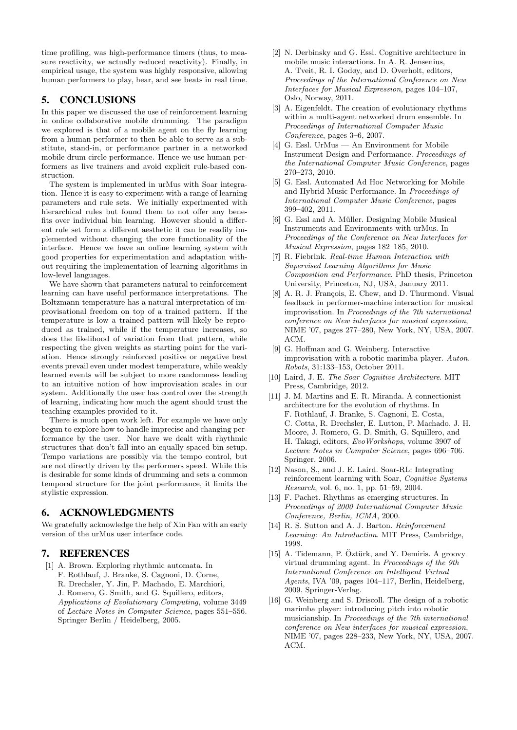time profiling, was high-performance timers (thus, to measure reactivity, we actually reduced reactivity). Finally, in empirical usage, the system was highly responsive, allowing human performers to play, hear, and see beats in real time.

## 5. CONCLUSIONS

In this paper we discussed the use of reinforcement learning in online collaborative mobile drumming. The paradigm we explored is that of a mobile agent on the fly learning from a human performer to then be able to serve as a substitute, stand-in, or performance partner in a networked mobile drum circle performance. Hence we use human performers as live trainers and avoid explicit rule-based construction.

The system is implemented in urMus with Soar integration. Hence it is easy to experiment with a range of learning parameters and rule sets. We initially experimented with hierarchical rules but found them to not offer any benefits over individual bin learning. However should a different rule set form a different aesthetic it can be readily implemented without changing the core functionality of the interface. Hence we have an online learning system with good properties for experimentation and adaptation without requiring the implementation of learning algorithms in low-level languages.

We have shown that parameters natural to reinforcement learning can have useful performance interpretations. The Boltzmann temperature has a natural interpretation of improvisational freedom on top of a trained pattern. If the temperature is low a trained pattern will likely be reproduced as trained, while if the temperature increases, so does the likelihood of variation from that pattern, while respecting the given weights as starting point for the variation. Hence strongly reinforced positive or negative beat events prevail even under modest temperature, while weakly learned events will be subject to more randomness leading to an intuitive notion of how improvisation scales in our system. Additionally the user has control over the strength of learning, indicating how much the agent should trust the teaching examples provided to it.

There is much open work left. For example we have only begun to explore how to handle imprecise and changing performance by the user. Nor have we dealt with rhythmic structures that don't fall into an equally spaced bin setup. Tempo variations are possibly via the tempo control, but are not directly driven by the performers speed. While this is desirable for some kinds of drumming and sets a common temporal structure for the joint performance, it limits the stylistic expression.

## 6. ACKNOWLEDGMENTS

We gratefully acknowledge the help of Xin Fan with an early version of the urMus user interface code.

## 7. REFERENCES

[1] A. Brown. Exploring rhythmic automata. In F. Rothlauf, J. Branke, S. Cagnoni, D. Corne, R. Drechsler, Y. Jin, P. Machado, E. Marchiori, J. Romero, G. Smith, and G. Squillero, editors, *Applications of Evolutionary Computing*, volume 3449 of *Lecture Notes in Computer Science*, pages 551–556. Springer Berlin / Heidelberg, 2005.

[2] N. Derbinsky and G. Essl. Cognitive architecture in mobile music interactions. In A. R. Jensenius, A. Tveit, R. I. Godøy, and D. Overholt, editors, *Proceedings of the International Conference on New Interfaces for Musical Expression*, pages 104–107, Oslo, Norway, 2011.

[3] A. Eigenfeldt. The creation of evolutionary rhythms within a multi-agent networked drum ensemble. In *Proceedings of International Computer Music Conference*, pages 3–6, 2007.

[4] G. Essl. UrMus — An Environment for Mobile Instrument Design and Performance. *Proceedings of the International Computer Music Conference*, pages 270–273, 2010.

[5] G. Essl. Automated Ad Hoc Networking for Mobile and Hybrid Music Performance. In *Proceedings of International Computer Music Conference*, pages 399–402, 2011.

[6] G. Essl and A. Müller. Designing Mobile Musical Instruments and Environments with urMus. In *Proceedings of the Conference on New Interfaces for Musical Expression*, pages 182–185, 2010.

[7] R. Fiebrink. *Real-time Human Interaction with Supervised Learning Algorithms for Music Composition and Performance*. PhD thesis, Princeton University, Princeton, NJ, USA, January 2011.

[8] A. R. J. François, E. Chew, and D. Thurmond. Visual feedback in performer-machine interaction for musical improvisation. In *Proceedings of the 7th international conference on New interfaces for musical expression*, NIME '07, pages 277–280, New York, NY, USA, 2007. ACM.

[9] G. Hoffman and G. Weinberg. Interactive improvisation with a robotic marimba player. *Auton. Robots*, 31:133–153, October 2011.

[10] Laird, J. E. *The Soar Cognitive Architecture*. MIT Press, Cambridge, 2012.

[11] J. M. Martins and E. R. Miranda. A connectionist architecture for the evolution of rhythms. In F. Rothlauf, J. Branke, S. Cagnoni, E. Costa, C. Cotta, R. Drechsler, E. Lutton, P. Machado, J. H. Moore, J. Romero, G. D. Smith, G. Squillero, and H. Takagi, editors, *EvoWorkshops*, volume 3907 of *Lecture Notes in Computer Science*, pages 696–706. Springer, 2006.

[12] Nason, S., and J. E. Laird. Soar-RL: Integrating reinforcement learning with Soar, *Cognitive Systems Research*, vol. 6, no. 1, pp. 51–59, 2004.

[13] F. Pachet. Rhythms as emerging structures. In *Proceedings of 2000 International Computer Music Conference, Berlin, ICMA*, 2000.

[14] R. S. Sutton and A. J. Barton. *Reinforcement Learning: An Introduction*. MIT Press, Cambridge, 1998.

[15] A. Tidemann, P. Öztürk, and Y. Demiris. A groovy virtual drumming agent. In *Proceedings of the 9th International Conference on Intelligent Virtual Agents*, IVA '09, pages 104–117, Berlin, Heidelberg, 2009. Springer-Verlag.

[16] G. Weinberg and S. Driscoll. The design of a robotic marimba player: introducing pitch into robotic musicianship. In *Proceedings of the 7th international conference on New interfaces for musical expression*, NIME '07, pages 228–233, New York, NY, USA, 2007. ACM.